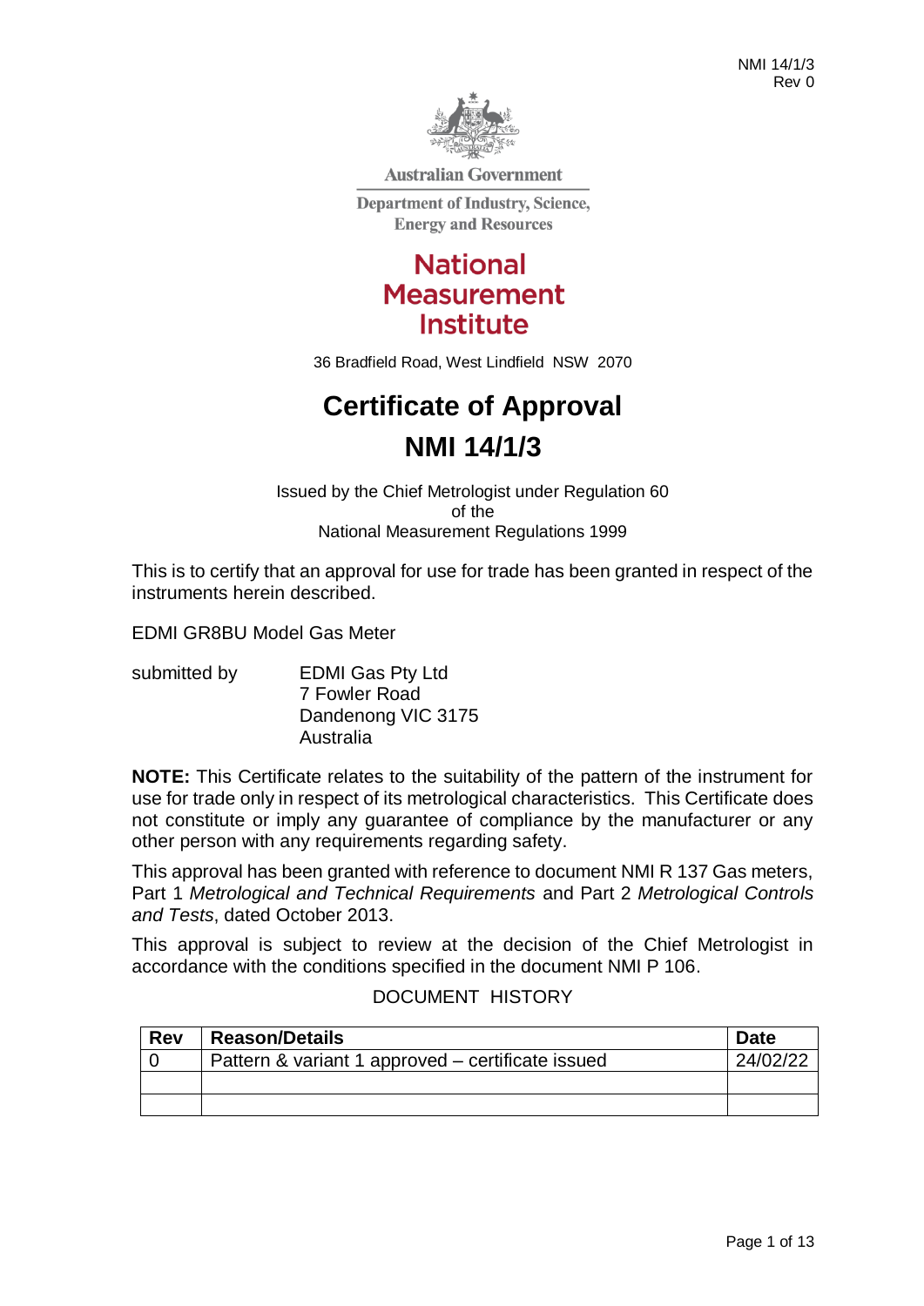Australian Government

Department of Industry, Science, Energy and Resources

**National Measurement Institute**

36 Bradfield Road, West Lindfield NSW 2070

# Certificate of Approval
# NMI 14/1/3

Issued by the Chief Metrologist under Regulation 60
of the
National Measurement Regulations 1999

This is to certify that an approval for use for trade has been granted in respect of the instruments herein described.

EDMI GR8BU Model Gas Meter

submitted by EDMI Gas Pty Ltd
7 Fowler Road
Dandenong VIC 3175
Australia

**NOTE:** This Certificate relates to the suitability of the pattern of the instrument for use for trade only in respect of its metrological characteristics. This Certificate does not constitute or imply any guarantee of compliance by the manufacturer or any other person with any requirements regarding safety.

This approval has been granted with reference to document NMI R 137 Gas meters, Part 1 *Metrological and Technical Requirements* and Part 2 *Metrological Controls and Tests*, dated October 2013.

This approval is subject to review at the decision of the Chief Metrologist in accordance with the conditions specified in the document NMI P 106.

DOCUMENT HISTORY

| Rev | Reason/Details | Date |
|---|---|---|
| 0 | Pattern & variant 1 approved – certificate issued | 24/02/22 |
| | | |
| | | |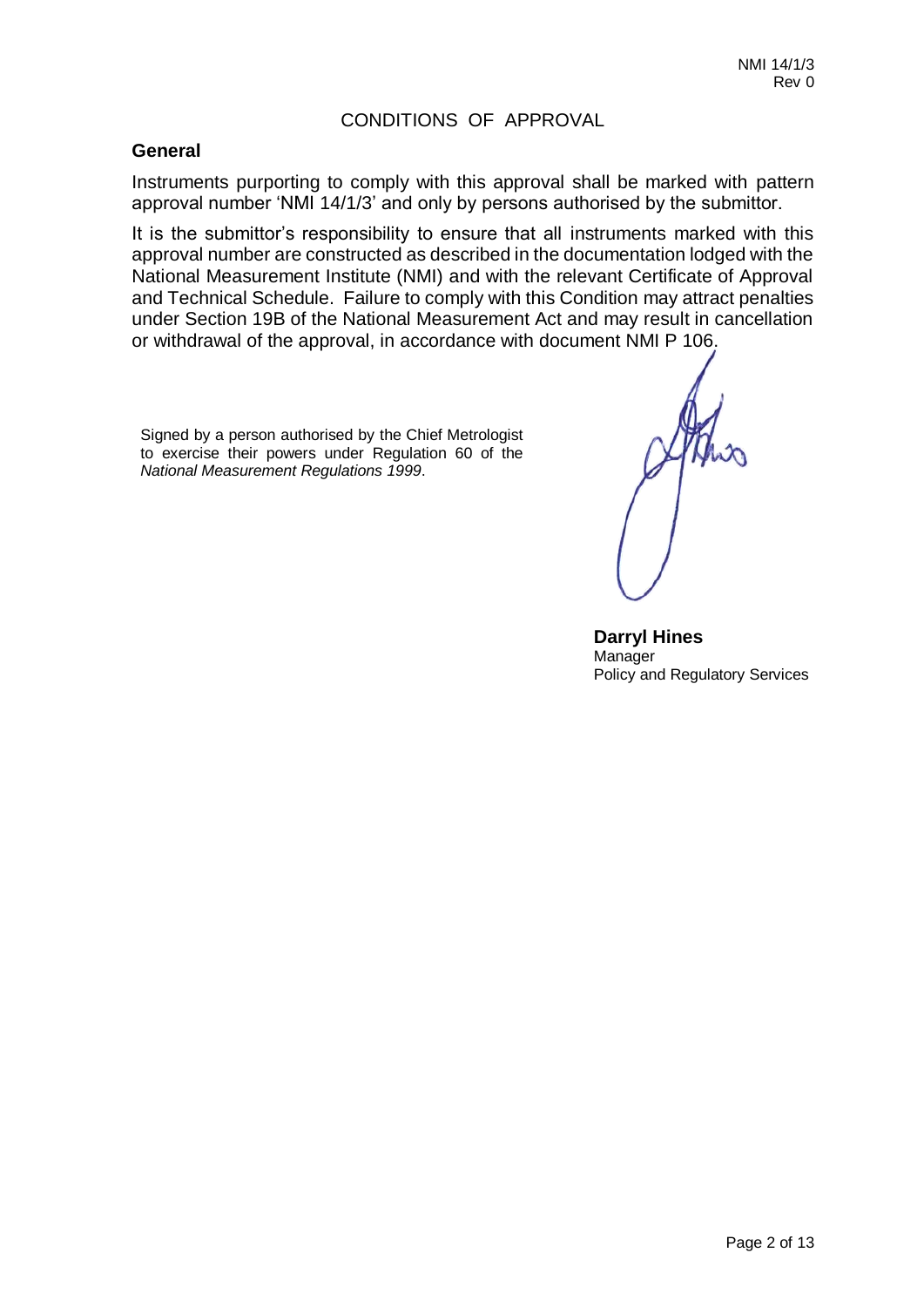CONDITIONS OF APPROVAL

## General

Instruments purporting to comply with this approval shall be marked with pattern approval number 'NMI 14/1/3' and only by persons authorised by the submittor.

It is the submittor's responsibility to ensure that all instruments marked with this approval number are constructed as described in the documentation lodged with the National Measurement Institute (NMI) and with the relevant Certificate of Approval and Technical Schedule. Failure to comply with this Condition may attract penalties under Section 19B of the National Measurement Act and may result in cancellation or withdrawal of the approval, in accordance with document NMI P 106.

Signed by a person authorised by the Chief Metrologist to exercise their powers under Regulation 60 of the *National Measurement Regulations 1999*.

**Darryl Hines**
Manager
Policy and Regulatory Services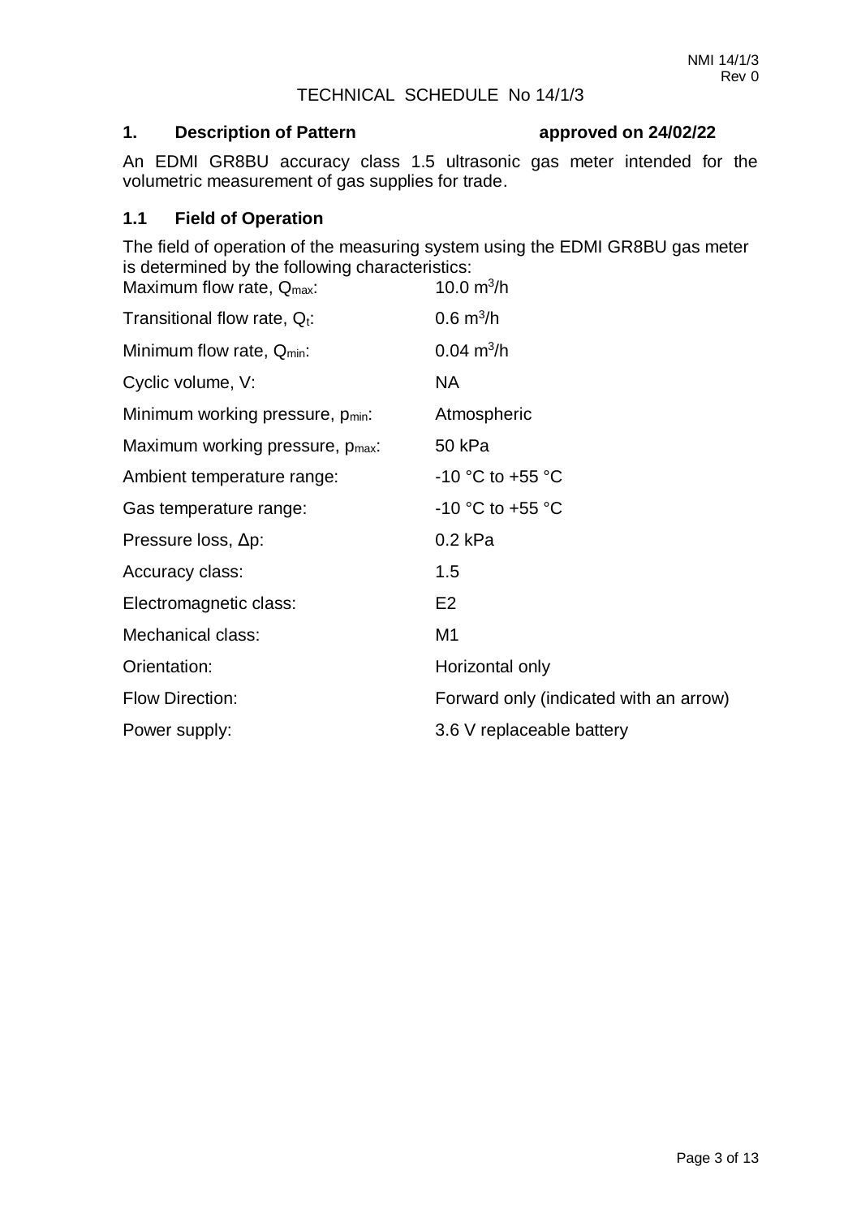# TECHNICAL SCHEDULE No 14/1/3

## 1. Description of Pattern approved on 24/02/22

An EDMI GR8BU accuracy class 1.5 ultrasonic gas meter intended for the volumetric measurement of gas supplies for trade.

### 1.1 Field of Operation

The field of operation of the measuring system using the EDMI GR8BU gas meter is determined by the following characteristics:

| | |
|---|---|
| Maximum flow rate, $Q_{max}$: | 10.0 $m^3/h$ |
| Transitional flow rate, $Q_t$: | 0.6 $m^3/h$ |
| Minimum flow rate, $Q_{min}$: | 0.04 $m^3/h$ |
| Cyclic volume, V: | NA |
| Minimum working pressure, $p_{min}$: | Atmospheric |
| Maximum working pressure, $p_{max}$: | 50 kPa |
| Ambient temperature range: | -10 °C to +55 °C |
| Gas temperature range: | -10 °C to +55 °C |
| Pressure loss, $\Delta p$: | 0.2 kPa |
| Accuracy class: | 1.5 |
| Electromagnetic class: | E2 |
| Mechanical class: | M1 |
| Orientation: | Horizontal only |
| Flow Direction: | Forward only (indicated with an arrow) |
| Power supply: | 3.6 V replaceable battery |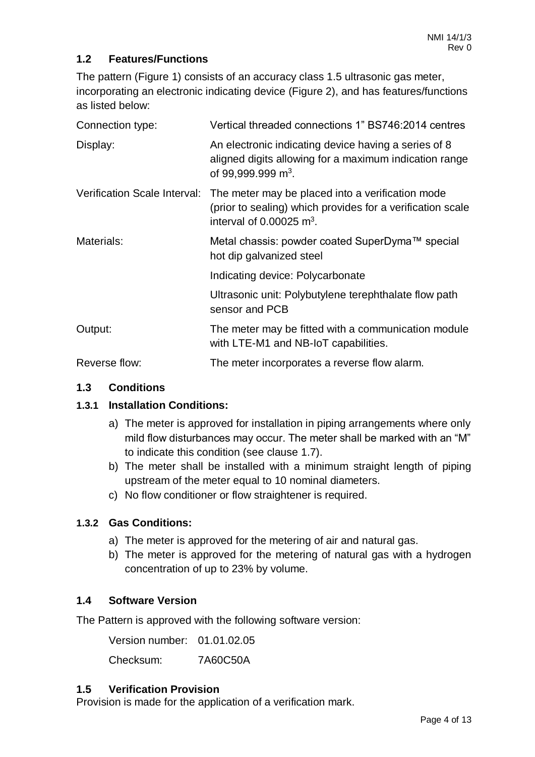### 1.2 Features/Functions

The pattern (Figure 1) consists of an accuracy class 1.5 ultrasonic gas meter, incorporating an electronic indicating device (Figure 2), and has features/functions as listed below:

| | |
|---|---|
| Connection type: | Vertical threaded connections 1” BS746:2014 centres |
| Display: | An electronic indicating device having a series of 8 aligned digits allowing for a maximum indication range of 99,999.999 $m^3$. |
| Verification Scale Interval: | The meter may be placed into a verification mode (prior to sealing) which provides for a verification scale interval of 0.00025 $m^3$. |
| Materials: | Metal chassis: powder coated SuperDyma™ special hot dip galvanized steel |
| | Indicating device: Polycarbonate |
| | Ultrasonic unit: Polybutylene terephthalate flow path sensor and PCB |
| Output: | The meter may be fitted with a communication module with LTE-M1 and NB-IoT capabilities. |
| Reverse flow: | The meter incorporates a reverse flow alarm. |

### 1.3 Conditions

#### 1.3.1 Installation Conditions:

a) The meter is approved for installation in piping arrangements where only mild flow disturbances may occur. The meter shall be marked with an “M” to indicate this condition (see clause 1.7).

b) The meter shall be installed with a minimum straight length of piping upstream of the meter equal to 10 nominal diameters.

c) No flow conditioner or flow straightener is required.

#### 1.3.2 Gas Conditions:

a) The meter is approved for the metering of air and natural gas.

b) The meter is approved for the metering of natural gas with a hydrogen concentration of up to 23% by volume.

### 1.4 Software Version

The Pattern is approved with the following software version:

Version number: 01.01.02.05

Checksum: 7A60C50A

### 1.5 Verification Provision

Provision is made for the application of a verification mark.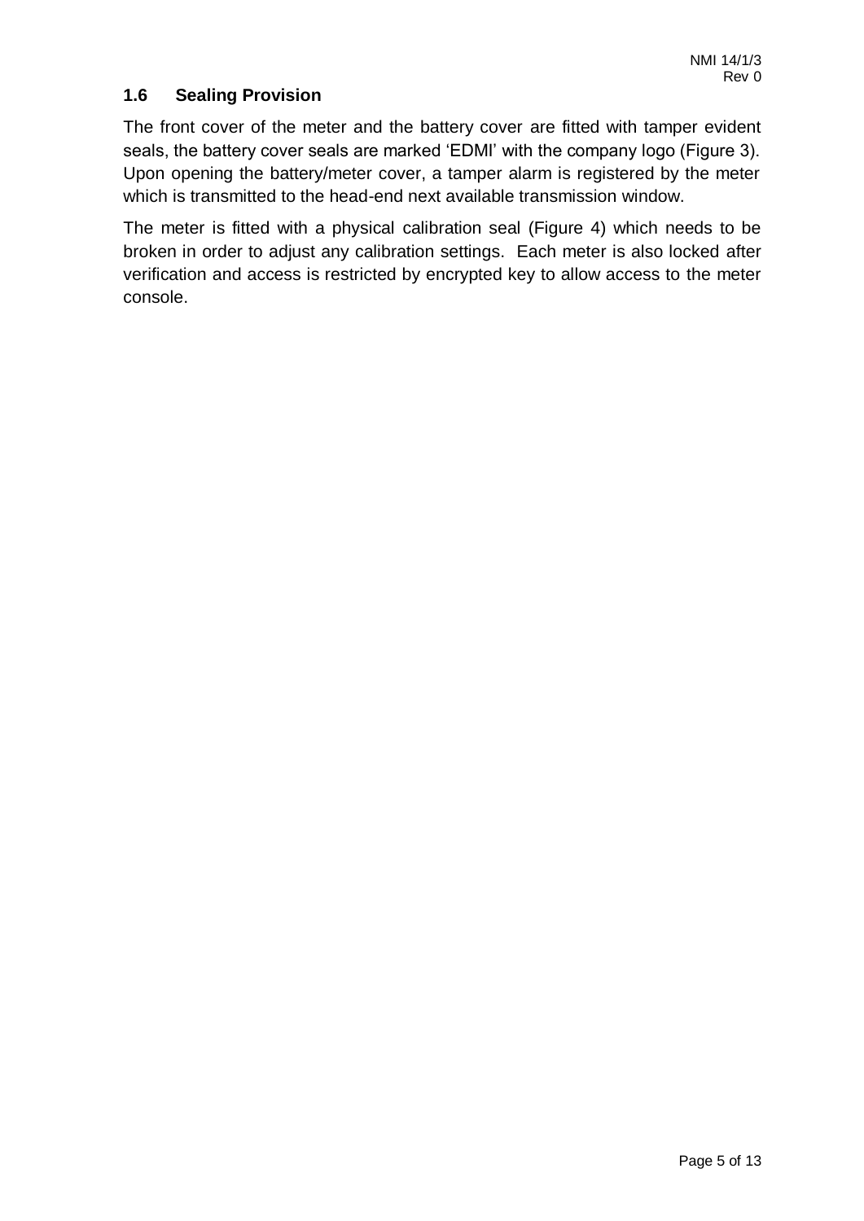### 1.6 Sealing Provision

The front cover of the meter and the battery cover are fitted with tamper evident seals, the battery cover seals are marked 'EDMI' with the company logo (Figure 3). Upon opening the battery/meter cover, a tamper alarm is registered by the meter which is transmitted to the head-end next available transmission window.

The meter is fitted with a physical calibration seal (Figure 4) which needs to be broken in order to adjust any calibration settings. Each meter is also locked after verification and access is restricted by encrypted key to allow access to the meter console.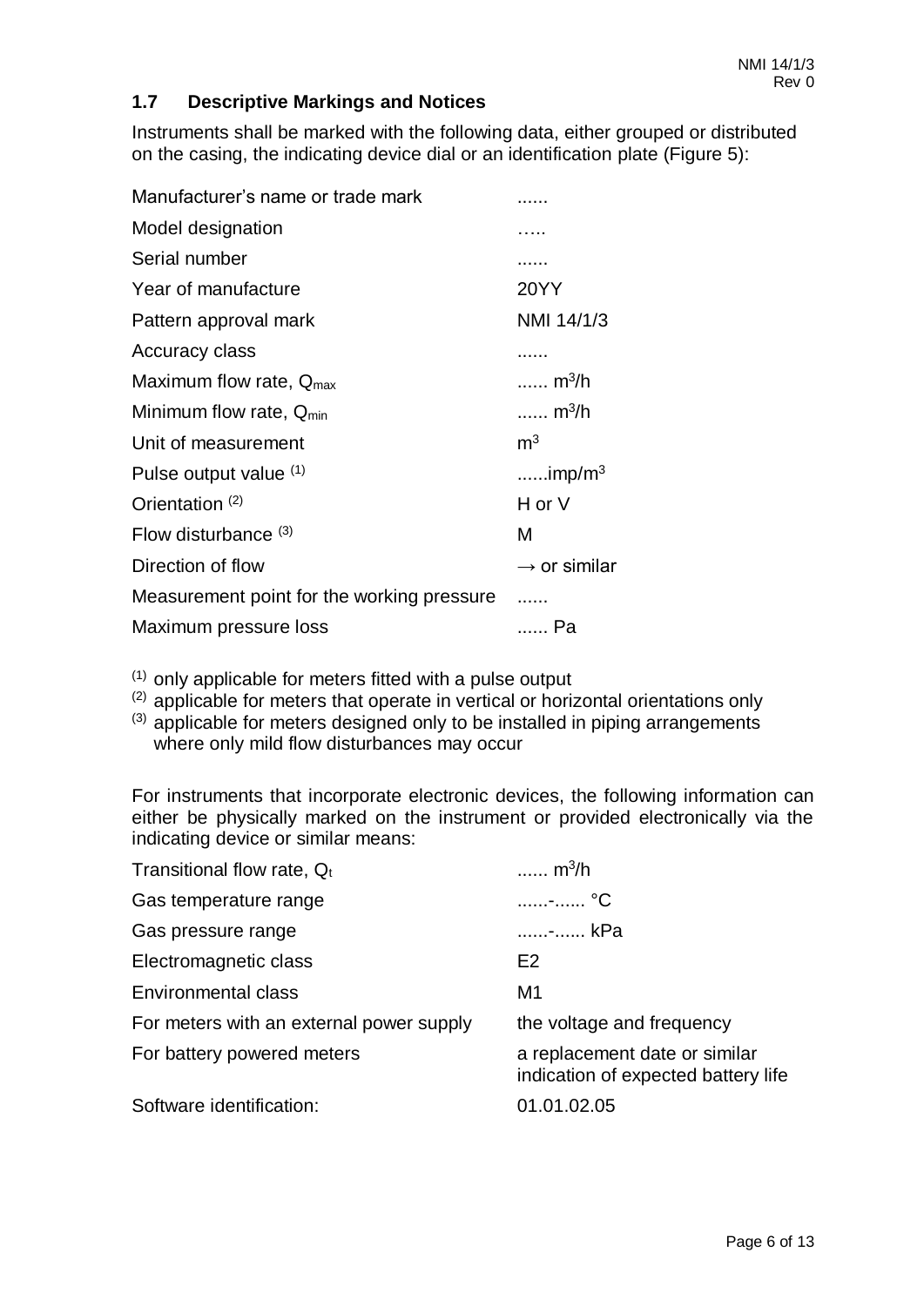## 1.7 Descriptive Markings and Notices

Instruments shall be marked with the following data, either grouped or distributed on the casing, the indicating device dial or an identification plate (Figure 5):

| | |
|---|---|
| Manufacturer's name or trade mark | ...... |
| Model designation | ….. |
| Serial number | ...... |
| Year of manufacture | 20YY |
| Pattern approval mark | NMI 14/1/3 |
| Accuracy class | ...... |
| Maximum flow rate, $Q_{max}$ | ...... $m^3/h$ |
| Minimum flow rate, $Q_{min}$ | ...... $m^3/h$ |
| Unit of measurement | $m^3$ |
| Pulse output value [(1)] | ......$imp/m^3$ |
| Orientation [(2)] | H or V |
| Flow disturbance [(3)] | M |
| Direction of flow | → or similar |
| Measurement point for the working pressure | ...... |
| Maximum pressure loss | ...... Pa |

[(1)] only applicable for meters fitted with a pulse output
[(2)] applicable for meters that operate in vertical or horizontal orientations only
[(3)] applicable for meters designed only to be installed in piping arrangements where only mild flow disturbances may occur

For instruments that incorporate electronic devices, the following information can either be physically marked on the instrument or provided electronically via the indicating device or similar means:

| | |
|---|---|
| Transitional flow rate, $Q_t$ | ...... $m^3/h$ |
| Gas temperature range | ......-...... °C |
| Gas pressure range | ......-...... kPa |
| Electromagnetic class | E2 |
| Environmental class | M1 |
| For meters with an external power supply | the voltage and frequency |
| For battery powered meters | a replacement date or similar indication of expected battery life |
| Software identification: | 01.01.02.05 |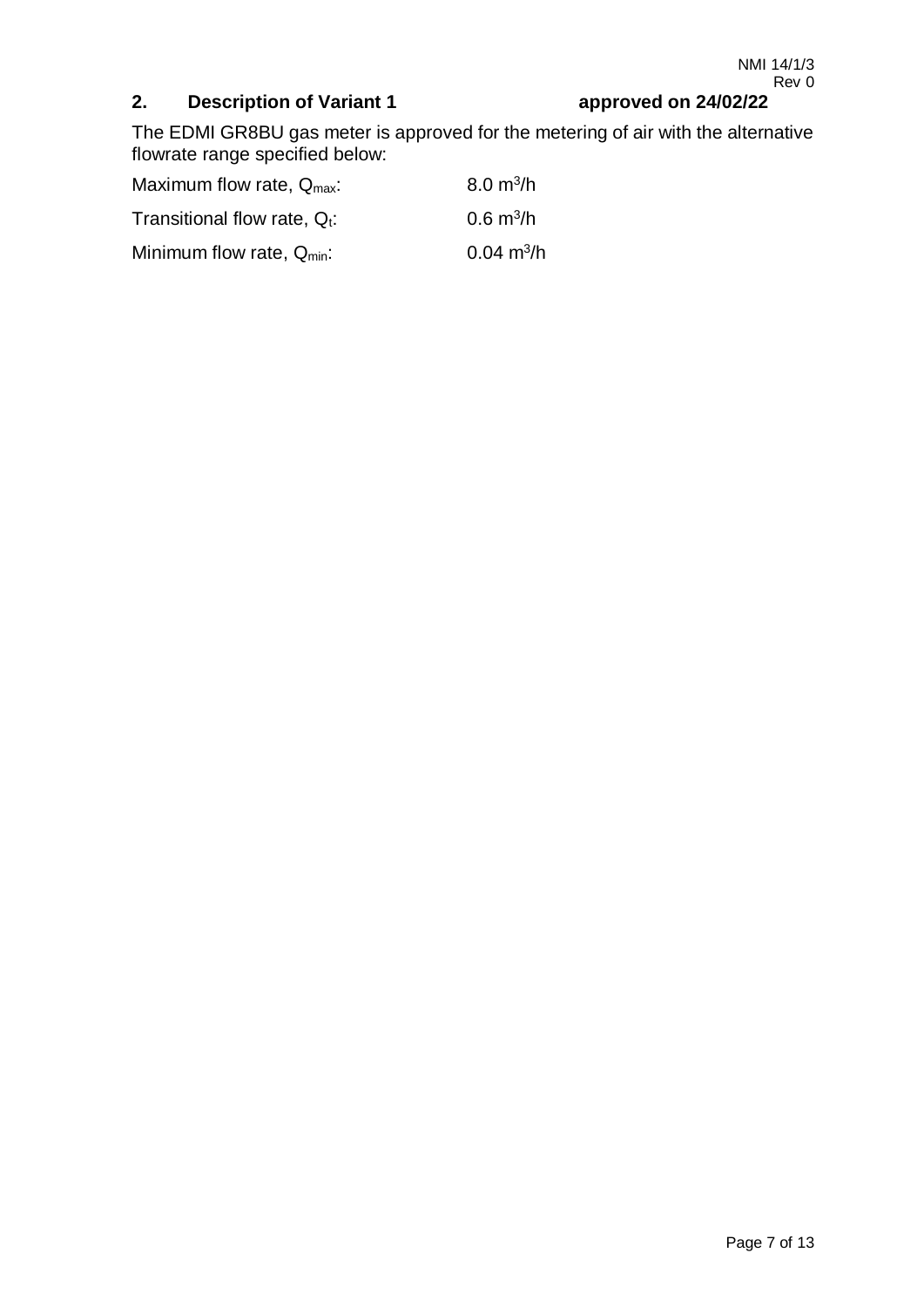## 2. Description of Variant 1 approved on 24/02/22

The EDMI GR8BU gas meter is approved for the metering of air with the alternative flowrate range specified below:

| | |
|---|---|
| Maximum flow rate, $Q_{max}$: | 8.0 $m^3/h$ |
| Transitional flow rate, $Q_t$: | 0.6 $m^3/h$ |
| Minimum flow rate, $Q_{min}$: | 0.04 $m^3/h$ |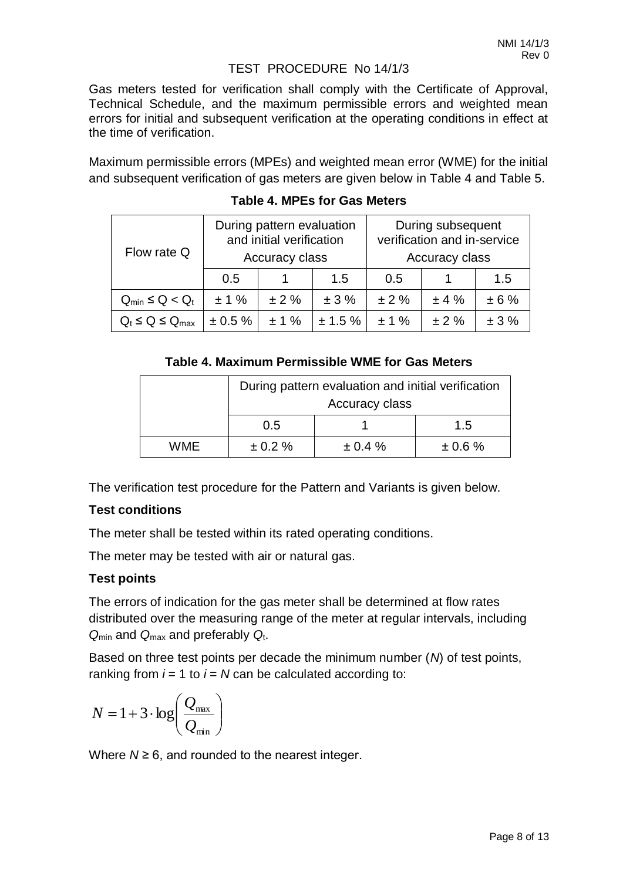Gas meters tested for verification shall comply with the Certificate of Approval, Technical Schedule, and the maximum permissible errors and weighted mean errors for initial and subsequent verification at the operating conditions in effect at the time of verification.

Maximum permissible errors (MPEs) and weighted mean error (WME) for the initial and subsequent verification of gas meters are given below in Table 4 and Table 5.

**Table 4. MPEs for Gas Meters**

| Flow rate Q | During pattern evaluation and initial verification Accuracy class | | | During subsequent verification and in-service Accuracy class | | |
|---|---|---|---|---|---|---|
| | 0.5 | 1 | 1.5 | 0.5 | 1 | 1.5 |
| $Q_{min} \leq Q < Q_t$ | ± 1 % | ± 2 % | ± 3 % | ± 2 % | ± 4 % | ± 6 % |
| $Q_t \leq Q \leq Q_{max}$ | ± 0.5 % | ± 1 % | ± 1.5 % | ± 1 % | ± 2 % | ± 3 % |

**Table 4. Maximum Permissible WME for Gas Meters**

| | During pattern evaluation and initial verification Accuracy class | | |
|---|---|---|---|
| | 0.5 | 1 | 1.5 |
| WME | ± 0.2 % | ± 0.4 % | ± 0.6 % |

The verification test procedure for the Pattern and Variants is given below.

**Test conditions**

The meter shall be tested within its rated operating conditions.

The meter may be tested with air or natural gas.

**Test points**

The errors of indication for the gas meter shall be determined at flow rates distributed over the measuring range of the meter at regular intervals, including $Q_{min}$ and $Q_{max}$ and preferably $Q_t$.

Based on three test points per decade the minimum number ($N$) of test points, ranking from $i = 1$ to $i = N$ can be calculated according to:

$$N = 1 + 3 \cdot \log\left(\frac{Q_{max}}{Q_{min}}\right)$$

Where $N \geq 6$, and rounded to the nearest integer.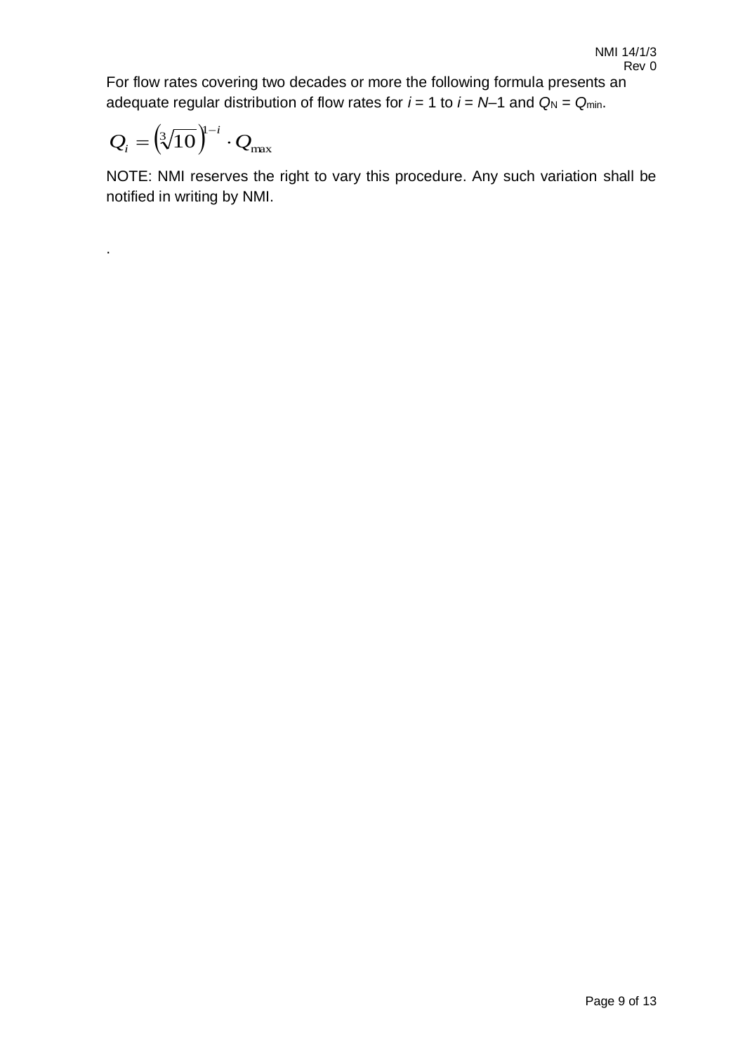For flow rates covering two decades or more the following formula presents an adequate regular distribution of flow rates for $i = 1$ to $i = N–1$ and $Q_N = Q_{min}$.

$$Q_i = \left(\sqrt[3]{10}\right)^{1-i} \cdot Q_{max}$$

NOTE: NMI reserves the right to vary this procedure. Any such variation shall be notified in writing by NMI.

.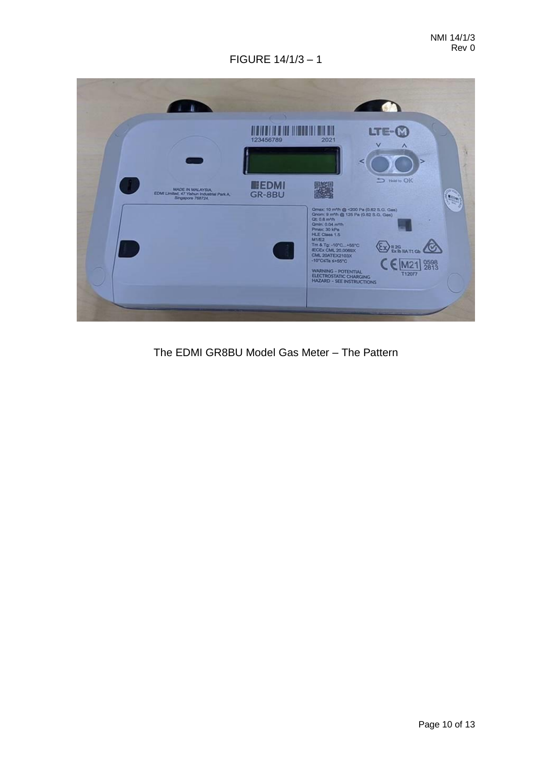FIGURE 14/1/3 – 1

The EDMI GR8BU Model Gas Meter – The Pattern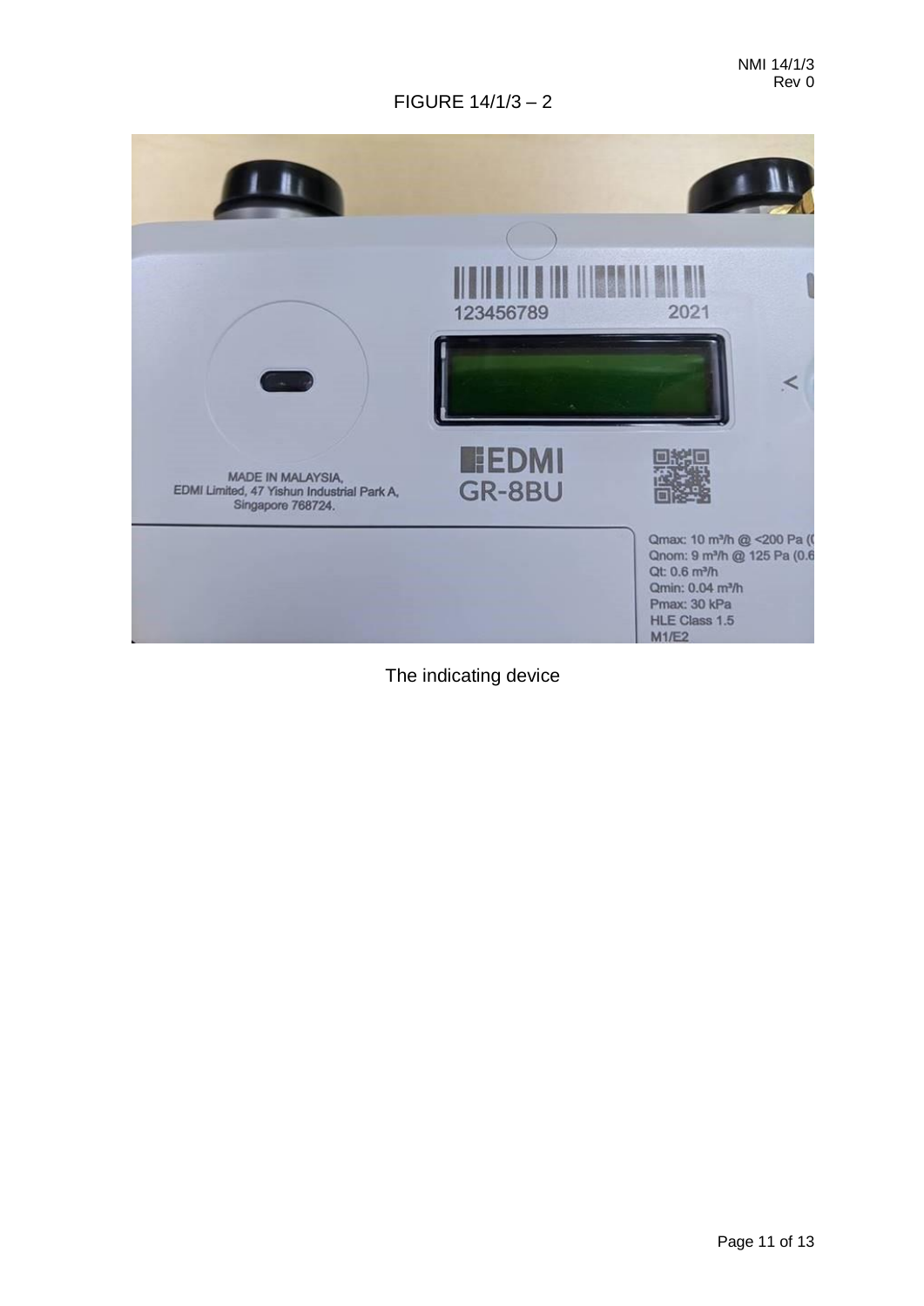FIGURE 14/1/3 – 2

The indicating device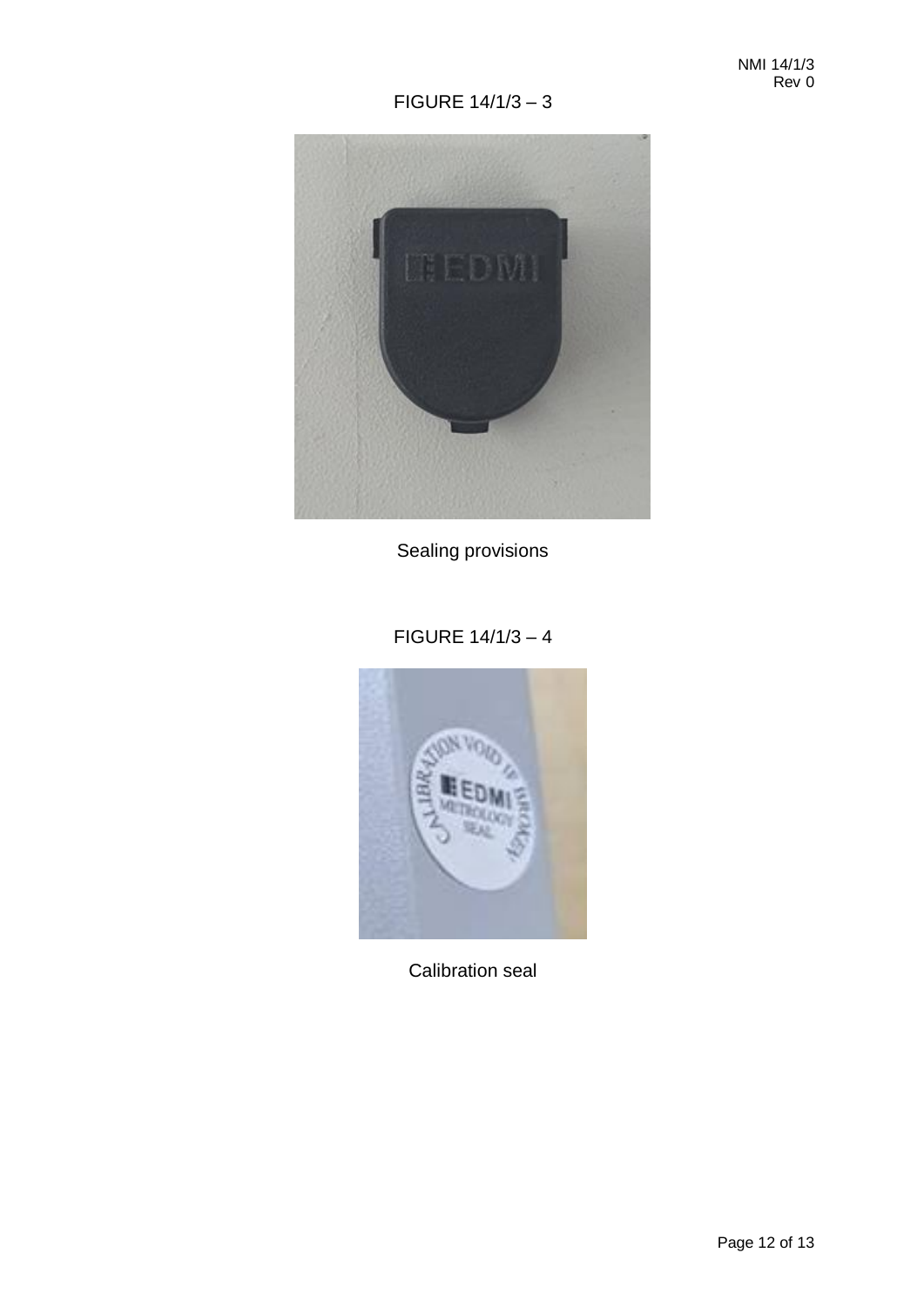FIGURE 14/1/3 – 3

Sealing provisions

FIGURE 14/1/3 – 4

Calibration seal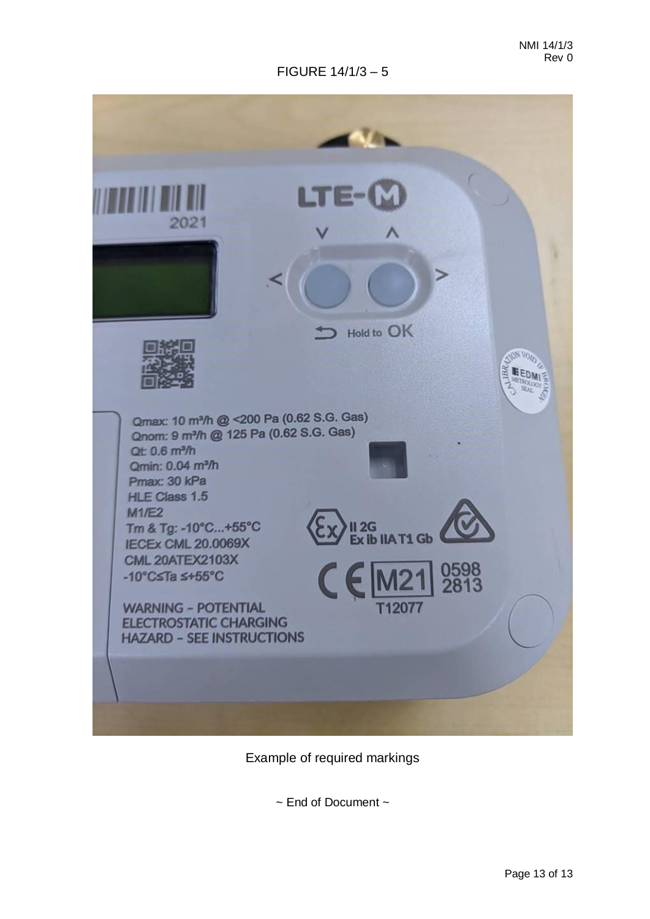FIGURE 14/1/3 – 5

Example of required markings

~ End of Document ~